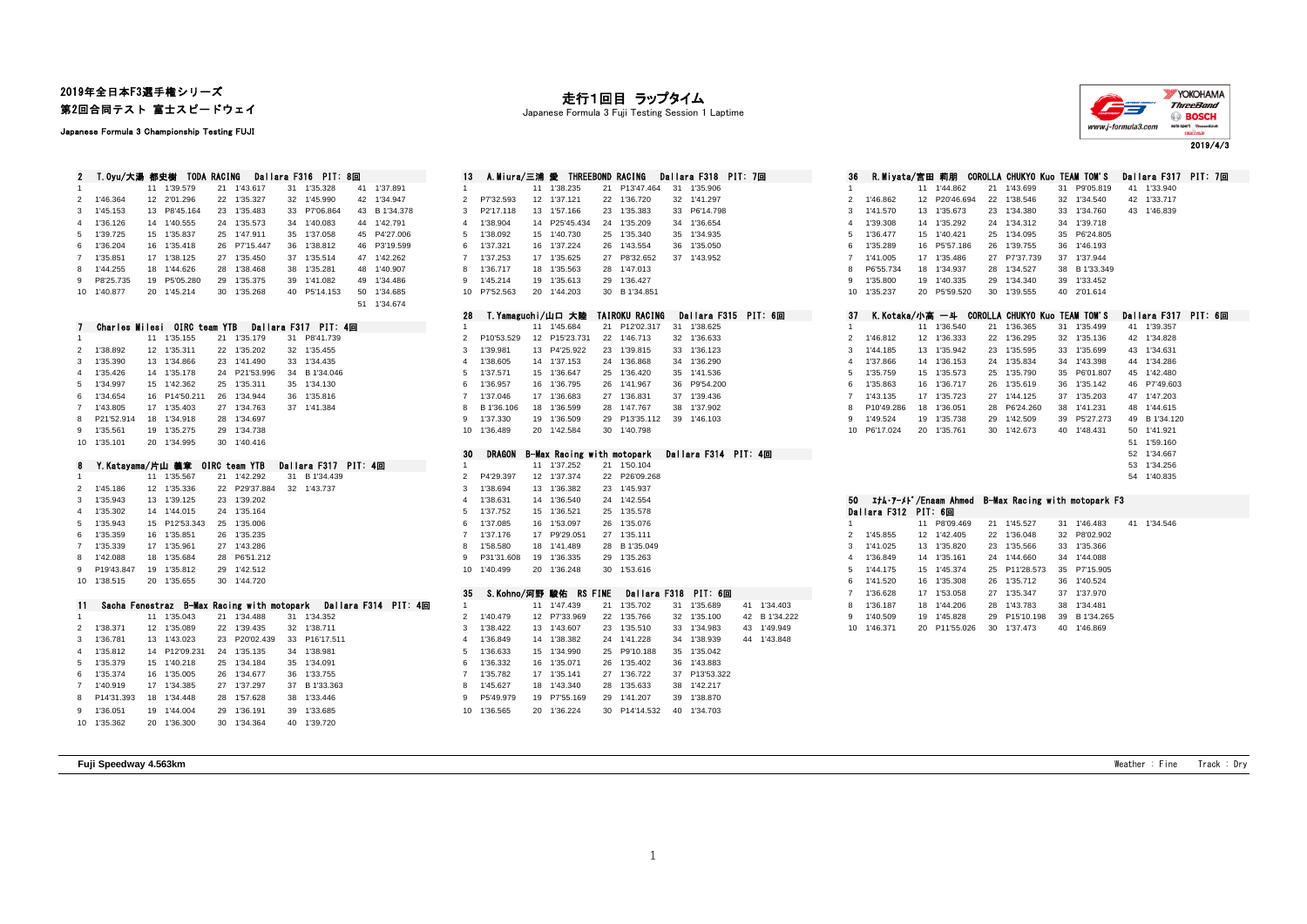# 2019年全日本F3選手権シリーズ
## 第2回合同テスト 富士スピードウェイ

Japanese Formula 3 Championship Testing FUJI

## 走行1回目 ラップタイム
Japanese Formula 3 Fuji Testing Session 1 Laptime

2019/4/3

### 2 T.Oyu/大湯 都史樹 TODA RACING Dallara F316 PIT: 8回

| | | | | |
|---|---|---|---|---|
| 1 | 11 1'39.579 | 21 1'43.617 | 31 1'35.328 | 41 1'37.891 |
| 2 1'46.364 | 12 2'01.296 | 22 1'35.327 | 32 1'45.990 | 42 1'34.947 |
| 3 1'45.153 | 13 P8'45.164 | 23 1'35.483 | 33 P7'06.864 | 43 B 1'34.378 |
| 4 1'36.126 | 14 1'40.555 | 24 1'35.573 | 34 1'40.083 | 44 1'42.791 |
| 5 1'39.725 | 15 1'35.837 | 25 1'47.911 | 35 1'37.058 | 45 P4'27.006 |
| 6 1'36.204 | 16 1'35.418 | 26 P7'15.447 | 36 1'38.812 | 46 P3'19.599 |
| 7 1'35.851 | 17 1'38.125 | 27 1'35.450 | 37 1'35.514 | 47 1'42.262 |
| 8 1'44.255 | 18 1'44.626 | 28 1'38.468 | 38 1'35.281 | 48 1'40.907 |
| 9 P8'25.735 | 19 P5'05.280 | 29 1'35.375 | 39 1'41.082 | 49 1'34.486 |
| 10 1'40.877 | 20 1'45.214 | 30 1'35.268 | 40 P5'14.153 | 50 1'34.685 |
| | | | | 51 1'34.674 |

### 7 Charles Milesi OIRC team YTB Dallara F317 PIT: 4回

| | | | |
|---|---|---|---|
| 1 | 11 1'35.155 | 21 1'35.179 | 31 P8'41.739 |
| 2 1'38.892 | 12 1'35.311 | 22 1'35.202 | 32 1'35.455 |
| 3 1'35.390 | 13 1'34.866 | 23 1'41.490 | 33 1'34.435 |
| 4 1'35.426 | 14 1'35.178 | 24 P21'53.996 | 34 B 1'34.046 |
| 5 1'34.997 | 15 1'42.362 | 25 1'35.311 | 35 1'34.130 |
| 6 1'34.654 | 16 P14'50.211 | 26 1'34.944 | 36 1'35.816 |
| 7 1'43.805 | 17 1'35.403 | 27 1'34.763 | 37 1'41.384 |
| 8 P21'52.914 | 18 1'34.918 | 28 1'34.697 | |
| 9 1'35.561 | 19 1'35.275 | 29 1'34.738 | |
| 10 1'35.101 | 20 1'34.995 | 30 1'40.416 | |

### 8 Y.Katayama/片山 義章 OIRC team YTB Dallara F317 PIT: 4回

| | | | |
|---|---|---|---|
| 1 | 11 1'35.567 | 21 1'42.292 | 31 B 1'34.439 |
| 2 1'45.186 | 12 1'35.336 | 22 P29'37.884 | 32 1'43.737 |
| 3 1'35.943 | 13 1'39.125 | 23 1'39.202 | |
| 4 1'35.302 | 14 1'44.015 | 24 1'35.164 | |
| 5 1'35.943 | 15 P12'53.343 | 25 1'35.006 | |
| 6 1'35.359 | 16 1'35.851 | 26 1'35.235 | |
| 7 1'35.339 | 17 1'35.961 | 27 1'43.286 | |
| 8 1'42.088 | 18 1'35.684 | 28 P6'51.212 | |
| 9 P19'43.847 | 19 1'35.812 | 29 1'42.512 | |
| 10 1'38.515 | 20 1'35.655 | 30 1'44.720 | |

### 11 Sacha Fenestraz B-Max Racing with motopark Dallara F314 PIT: 4回

| | | | |
|---|---|---|---|
| 1 | 11 1'35.043 | 21 1'34.488 | 31 1'34.352 |
| 2 1'38.371 | 12 1'35.089 | 22 1'39.435 | 32 1'38.711 |
| 3 1'36.781 | 13 1'43.023 | 23 P20'02.439 | 33 P16'17.511 |
| 4 1'35.812 | 14 P12'09.231 | 24 1'35.135 | 34 1'38.981 |
| 5 1'35.379 | 15 1'40.218 | 25 1'34.184 | 35 1'34.091 |
| 6 1'35.374 | 16 1'35.005 | 26 1'34.677 | 36 1'33.755 |
| 7 1'40.919 | 17 1'34.385 | 27 1'37.297 | 37 B 1'33.363 |
| 8 P14'31.393 | 18 1'34.448 | 28 1'57.628 | 38 1'33.446 |
| 9 1'36.051 | 19 1'44.004 | 29 1'36.191 | 39 1'33.685 |
| 10 1'35.362 | 20 1'36.300 | 30 1'34.364 | 40 1'39.720 |

### 13 A.Miura/三浦 愛 THREEBOND RACING Dallara F318 PIT: 7回

| | | | |
|---|---|---|---|
| 1 | 11 1'38.235 | 21 P13'47.464 | 31 1'35.906 |
| 2 P7'32.593 | 12 1'37.121 | 22 1'36.720 | 32 1'41.297 |
| 3 P2'17.118 | 13 1'57.166 | 23 1'35.383 | 33 P6'14.798 |
| 4 1'38.904 | 14 P25'45.434 | 24 1'35.209 | 34 1'36.654 |
| 5 1'38.092 | 15 1'40.730 | 25 1'35.340 | 35 1'34.935 |
| 6 1'37.321 | 16 1'37.224 | 26 1'43.554 | 36 1'35.050 |
| 7 1'37.253 | 17 1'35.625 | 27 P8'32.652 | 37 1'43.952 |
| 8 1'36.717 | 18 1'35.563 | 28 1'47.013 | |
| 9 1'45.214 | 19 1'35.613 | 29 1'36.427 | |
| 10 P7'52.563 | 20 1'44.203 | 30 B 1'34.851 | |

### 28 T.Yamaguchi/山口 大陸 TAIROKU RACING Dallara F315 PIT: 6回

| | | | |
|---|---|---|---|
| 1 | 11 1'45.684 | 21 P12'02.317 | 31 1'38.625 |
| 2 P10'53.529 | 12 P15'23.731 | 22 1'46.713 | 32 1'36.633 |
| 3 1'39.981 | 13 P4'25.922 | 23 1'39.815 | 33 1'36.123 |
| 4 1'38.605 | 14 1'37.153 | 24 1'36.868 | 34 1'36.290 |
| 5 1'37.571 | 15 1'36.647 | 25 1'36.420 | 35 1'41.536 |
| 6 1'36.957 | 16 1'36.795 | 26 1'41.967 | 36 P9'54.200 |
| 7 1'37.046 | 17 1'36.683 | 27 1'36.831 | 37 1'39.436 |
| 8 B 1'36.106 | 18 1'36.599 | 28 1'47.767 | 38 1'37.902 |
| 9 1'37.330 | 19 1'36.509 | 29 P13'35.112 | 39 1'46.103 |
| 10 1'36.489 | 20 1'42.584 | 30 1'40.798 | |

### 30 DRAGON B-Max Racing with motopark Dallara F314 PIT: 4回

| | | |
|---|---|---|
| 1 | 11 1'37.252 | 21 1'50.104 |
| 2 P4'29.397 | 12 1'37.374 | 22 P26'09.268 |
| 3 1'38.694 | 13 1'36.382 | 23 1'45.937 |
| 4 1'38.631 | 14 1'36.540 | 24 1'42.554 |
| 5 1'37.752 | 15 1'36.521 | 25 1'35.578 |
| 6 1'37.085 | 16 1'53.097 | 26 1'35.076 |
| 7 1'37.176 | 17 P9'29.051 | 27 1'35.111 |
| 8 1'58.580 | 18 1'41.489 | 28 B 1'35.049 |
| 9 P31'31.608 | 19 1'36.335 | 29 1'35.263 |
| 10 1'40.499 | 20 1'36.248 | 30 1'53.616 |

### 35 S.Kohno/河野 駿佑 RS FINE Dallara F318 PIT: 6回

| | | | | |
|---|---|---|---|---|
| 1 | 11 1'47.439 | 21 1'35.702 | 31 1'35.689 | 41 1'34.403 |
| 2 1'40.479 | 12 P7'33.969 | 22 1'35.766 | 32 1'35.100 | 42 B 1'34.222 |
| 3 1'38.422 | 13 1'43.607 | 23 1'35.510 | 33 1'34.983 | 43 1'49.949 |
| 4 1'36.849 | 14 1'38.382 | 24 1'41.228 | 34 1'38.939 | 44 1'43.848 |
| 5 1'36.633 | 15 1'34.990 | 25 P9'10.188 | 35 1'35.042 | |
| 6 1'36.332 | 16 1'35.071 | 26 1'35.402 | 36 1'43.883 | |
| 7 1'35.782 | 17 1'35.141 | 27 1'36.722 | 37 P13'53.322 | |
| 8 1'45.627 | 18 1'43.340 | 28 1'35.633 | 38 1'42.217 | |
| 9 P5'49.979 | 19 P7'55.169 | 29 1'41.207 | 39 1'38.870 | |
| 10 1'36.565 | 20 1'36.224 | 30 P14'14.532 | 40 1'34.703 | |

### 36 R.Miyata/宮田 莉朋 COROLLA CHUKYO Kuo TEAM TOM'S Dallara F317 PIT: 7回

| | | | | |
|---|---|---|---|---|
| 1 | 11 1'44.862 | 21 1'43.699 | 31 P9'05.819 | 41 1'33.940 |
| 2 1'46.862 | 12 P20'46.694 | 22 1'38.546 | 32 1'34.540 | 42 1'33.717 |
| 3 1'41.570 | 13 1'35.673 | 23 1'34.380 | 33 1'34.760 | 43 1'46.839 |
| 4 1'39.308 | 14 1'35.292 | 24 1'34.312 | 34 1'39.718 | |
| 5 1'36.477 | 15 1'40.421 | 25 1'34.095 | 35 P6'24.805 | |
| 6 1'35.289 | 16 P5'57.186 | 26 1'39.755 | 36 1'46.193 | |
| 7 1'41.005 | 17 1'35.486 | 27 P7'37.739 | 37 1'37.944 | |
| 8 P6'55.734 | 18 1'34.937 | 28 1'34.527 | 38 B 1'33.349 | |
| 9 1'35.800 | 19 1'40.335 | 29 1'34.340 | 39 1'33.452 | |
| 10 1'35.237 | 20 P5'59.520 | 30 1'39.555 | 40 2'01.614 | |

### 37 K.Kotaka/小高 一斗 COROLLA CHUKYO Kuo TEAM TOM'S Dallara F317 PIT: 6回

| | | | | |
|---|---|---|---|---|
| 1 | 11 1'36.540 | 21 1'36.365 | 31 1'35.499 | 41 1'39.357 |
| 2 1'46.812 | 12 1'36.333 | 22 1'36.295 | 32 1'35.136 | 42 1'34.828 |
| 3 1'44.185 | 13 1'35.942 | 23 1'35.595 | 33 1'35.699 | 43 1'34.631 |
| 4 1'37.866 | 14 1'36.153 | 24 1'35.834 | 34 1'43.398 | 44 1'34.286 |
| 5 1'35.759 | 15 1'35.573 | 25 1'35.790 | 35 P6'01.807 | 45 1'42.480 |
| 6 1'35.863 | 16 1'36.717 | 26 1'35.619 | 36 1'35.142 | 46 P7'49.603 |
| 7 1'43.135 | 17 1'35.723 | 27 1'44.125 | 37 1'35.203 | 47 1'47.203 |
| 8 P10'49.286 | 18 1'36.051 | 28 P6'24.260 | 38 1'41.231 | 48 1'44.615 |
| 9 1'49.524 | 19 1'35.738 | 29 1'42.509 | 39 P5'27.273 | 49 B 1'34.120 |
| 10 P6'17.024 | 20 1'35.761 | 30 1'42.673 | 40 1'48.431 | 50 1'41.921 |
| | | | | 51 1'59.160 |
| | | | | 52 1'34.667 |
| | | | | 53 1'34.256 |
| | | | | 54 1'40.835 |

### 50 ｴﾅﾑ･ｱｰﾒﾄﾞ/Enaam Ahmed B-Max Racing with motopark F3 Dallara F312 PIT: 6回

| | | | | |
|---|---|---|---|---|
| 1 | 11 P8'09.469 | 21 1'45.527 | 31 1'46.483 | 41 1'34.546 |
| 2 1'45.855 | 12 1'42.405 | 22 1'36.048 | 32 P8'02.902 | |
| 3 1'41.025 | 13 1'35.820 | 23 1'35.566 | 33 1'35.366 | |
| 4 1'36.849 | 14 1'35.161 | 24 1'44.660 | 34 1'44.088 | |
| 5 1'44.175 | 15 1'45.374 | 25 P11'28.573 | 35 P7'15.905 | |
| 6 1'41.520 | 16 1'35.308 | 26 1'35.712 | 36 1'40.524 | |
| 7 1'36.628 | 17 1'53.058 | 27 1'35.347 | 37 1'37.970 | |
| 8 1'36.187 | 18 1'44.206 | 28 1'43.783 | 38 1'34.481 | |
| 9 1'40.509 | 19 1'45.828 | 29 P15'10.198 | 39 B 1'34.265 | |
| 10 1'46.371 | 20 P11'55.026 | 30 1'37.473 | 40 1'46.869 | |

**Fuji Speedway 4.563km**

Weather : Fine Track : Dry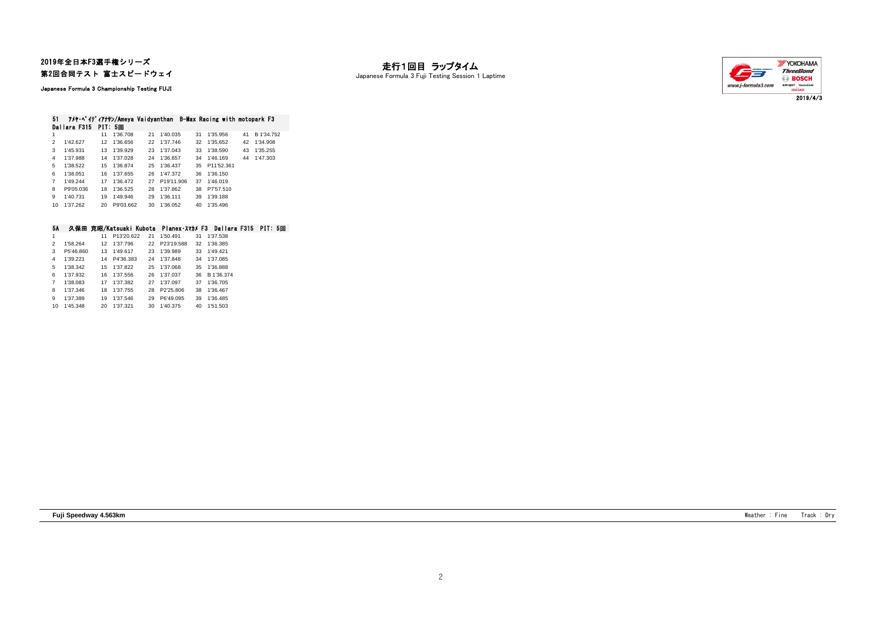2019年全日本F3選手権シリーズ
第2回合同テスト 富士スピードウェイ

Japanese Formula 3 Championship Testing FUJI

# 走行1回目 ラップタイム

Japanese Formula 3 Fuji Testing Session 1 Laptime

2019/4/3

**51 ｱﾒﾔ･ﾍﾞｲﾃﾞｨｱﾅｻﾝ/Ameya Vaidyanthan B-Max Racing with motopark F3**
**Dallara F315 PIT: 5回**

| | | | | | | | | | |
|---|---|---|---|---|---|---|---|---|---|
| 1 | | 11 | 1'36.708 | 21 | 1'40.035 | 31 | 1'35.956 | 41 | B 1'34.752 |
| 2 | 1'42.627 | 12 | 1'36.656 | 22 | 1'37.746 | 32 | 1'35.652 | 42 | 1'34.908 |
| 3 | 1'45.931 | 13 | 1'39.929 | 23 | 1'37.043 | 33 | 1'38.590 | 43 | 1'35.255 |
| 4 | 1'37.988 | 14 | 1'37.028 | 24 | 1'36.657 | 34 | 1'46.169 | 44 | 1'47.303 |
| 5 | 1'38.522 | 15 | 1'36.874 | 25 | 1'36.437 | 35 | P11'52.361 | | |
| 6 | 1'38.051 | 16 | 1'37.655 | 26 | 1'47.372 | 36 | 1'36.150 | | |
| 7 | 1'49.244 | 17 | 1'36.472 | 27 | P19'11.906 | 37 | 1'46.019 | | |
| 8 | P9'05.036 | 18 | 1'36.525 | 28 | 1'37.862 | 38 | P7'57.510 | | |
| 9 | 1'40.731 | 19 | 1'49.946 | 29 | 1'36.111 | 39 | 1'39.188 | | |
| 10 | 1'37.262 | 20 | P9'03.662 | 30 | 1'36.052 | 40 | 1'35.496 | | |

**5A 久保田 克昭/Katsuaki Kubota Planex･ｽﾏｶﾒ F3 Dallara F315 PIT: 5回**

| | | | | | | | |
|---|---|---|---|---|---|---|---|
| 1 | | 11 | P13'20.622 | 21 | 1'50.491 | 31 | 1'37.538 |
| 2 | 1'58.264 | 12 | 1'37.796 | 22 | P23'19.588 | 32 | 1'36.385 |
| 3 | P5'46.860 | 13 | 1'49.617 | 23 | 1'39.989 | 33 | 1'49.421 |
| 4 | 1'39.221 | 14 | P4'36.383 | 24 | 1'37.848 | 34 | 1'37.085 |
| 5 | 1'38.342 | 15 | 1'37.822 | 25 | 1'37.068 | 35 | 1'36.888 |
| 6 | 1'37.932 | 16 | 1'37.556 | 26 | 1'37.037 | 36 | B 1'36.374 |
| 7 | 1'38.083 | 17 | 1'37.382 | 27 | 1'37.097 | 37 | 1'36.705 |
| 8 | 1'37.346 | 18 | 1'37.755 | 28 | P2'25.806 | 38 | 1'36.467 |
| 9 | 1'37.389 | 19 | 1'37.546 | 29 | P6'49.095 | 39 | 1'36.485 |
| 10 | 1'45.348 | 20 | 1'37.321 | 30 | 1'40.375 | 40 | 1'51.503 |

**Fuji Speedway 4.563km**

Weather : Fine Track : Dry